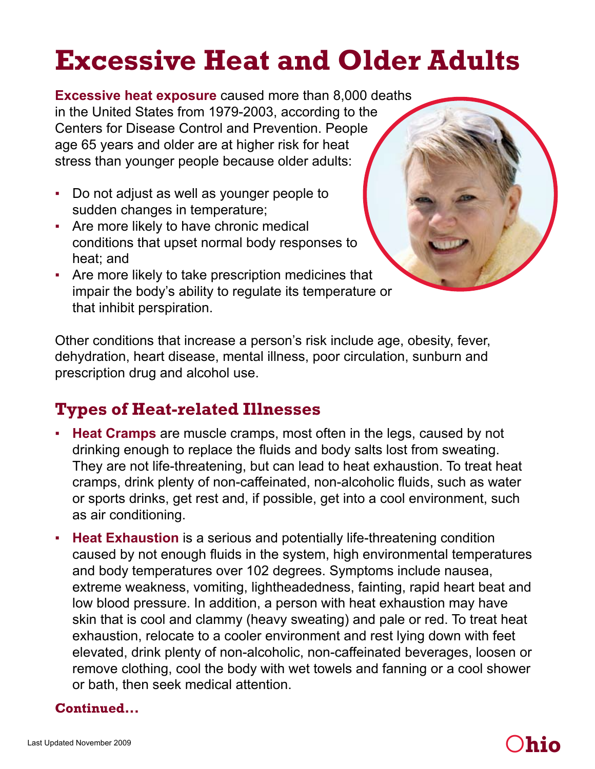# Excessive Heat and Older Adults

**Excessive heat exposure** caused more than 8,000 deaths in the United States from 1979-2003, according to the Centers for Disease Control and Prevention. People age 65 years and older are at higher risk for heat stress than younger people because older adults:

- Do not adjust as well as younger people to sudden changes in temperature;
- Are more likely to have chronic medical conditions that upset normal body responses to heat; and
- Are more likely to take prescription medicines that impair the body's ability to regulate its temperature or that inhibit perspiration.

Other conditions that increase a person's risk include age, obesity, fever, dehydration, heart disease, mental illness, poor circulation, sunburn and prescription drug and alcohol use.

## Types of Heat-related Illnesses

- **Heat Cramps** are muscle cramps, most often in the legs, caused by not drinking enough to replace the fluids and body salts lost from sweating. They are not life-threatening, but can lead to heat exhaustion. To treat heat cramps, drink plenty of non-caffeinated, non-alcoholic fluids, such as water or sports drinks, get rest and, if possible, get into a cool environment, such as air conditioning.
- **Heat Exhaustion** is a serious and potentially life-threatening condition caused by not enough fluids in the system, high environmental temperatures and body temperatures over 102 degrees. Symptoms include nausea, extreme weakness, vomiting, lightheadedness, fainting, rapid heart beat and low blood pressure. In addition, a person with heat exhaustion may have skin that is cool and clammy (heavy sweating) and pale or red. To treat heat exhaustion, relocate to a cooler environment and rest lying down with feet elevated, drink plenty of non-alcoholic, non-caffeinated beverages, loosen or remove clothing, cool the body with wet towels and fanning or a cool shower or bath, then seek medical attention.

**Continued...**

Last Updated November 2009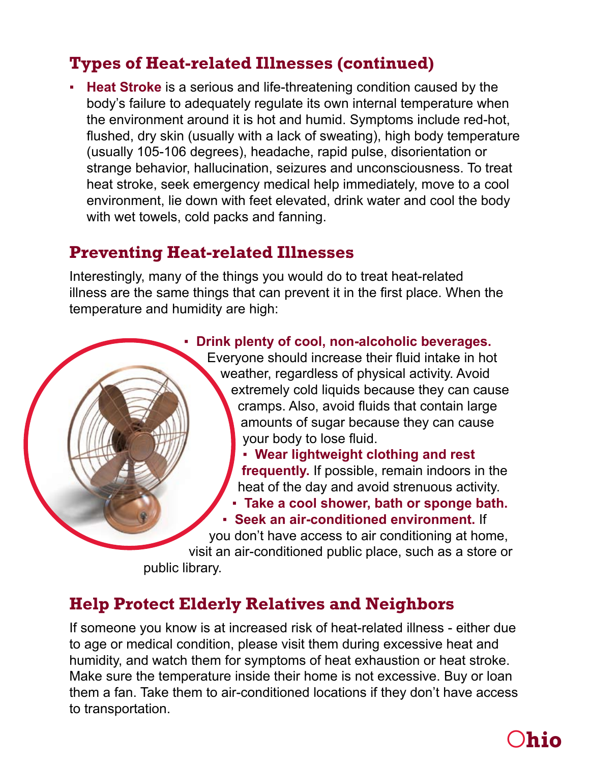## Types of Heat-related Illnesses (continued)

- **Heat Stroke** is a serious and life-threatening condition caused by the body's failure to adequately regulate its own internal temperature when the environment around it is hot and humid. Symptoms include red-hot, flushed, dry skin (usually with a lack of sweating), high body temperature (usually 105-106 degrees), headache, rapid pulse, disorientation or strange behavior, hallucination, seizures and unconsciousness. To treat heat stroke, seek emergency medical help immediately, move to a cool environment, lie down with feet elevated, drink water and cool the body with wet towels, cold packs and fanning.

## Preventing Heat-related Illnesses

Interestingly, many of the things you would do to treat heat-related illness are the same things that can prevent it in the first place. When the temperature and humidity are high:

- **Drink plenty of cool, non-alcoholic beverages.** Everyone should increase their fluid intake in hot weather, regardless of physical activity. Avoid extremely cold liquids because they can cause cramps. Also, avoid fluids that contain large amounts of sugar because they can cause your body to lose fluid.
- **Wear lightweight clothing and rest frequently.** If possible, remain indoors in the heat of the day and avoid strenuous activity.
- **Take a cool shower, bath or sponge bath.**
- **Seek an air-conditioned environment.** If you don't have access to air conditioning at home, visit an air-conditioned public place, such as a store or public library.

## Help Protect Elderly Relatives and Neighbors

If someone you know is at increased risk of heat-related illness - either due to age or medical condition, please visit them during excessive heat and humidity, and watch them for symptoms of heat exhaustion or heat stroke. Make sure the temperature inside their home is not excessive. Buy or loan them a fan. Take them to air-conditioned locations if they don't have access to transportation.